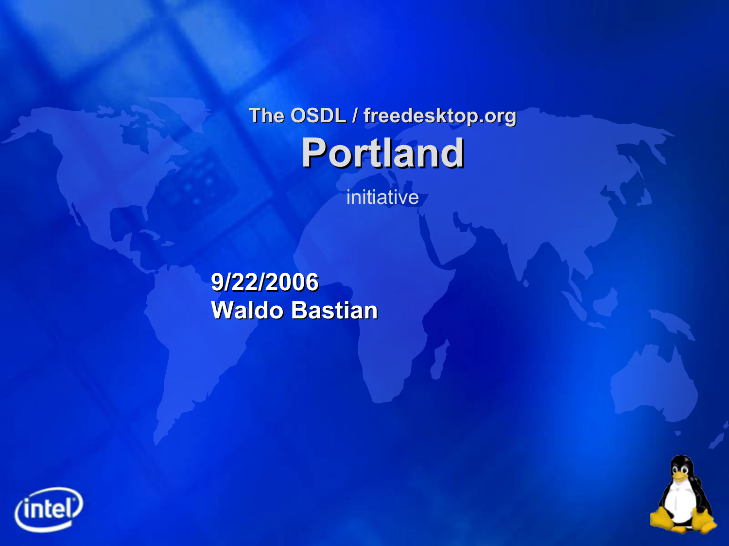The OSDL / freedesktop.org

# Portland

initiative

**9/22/2006**
**Waldo Bastian**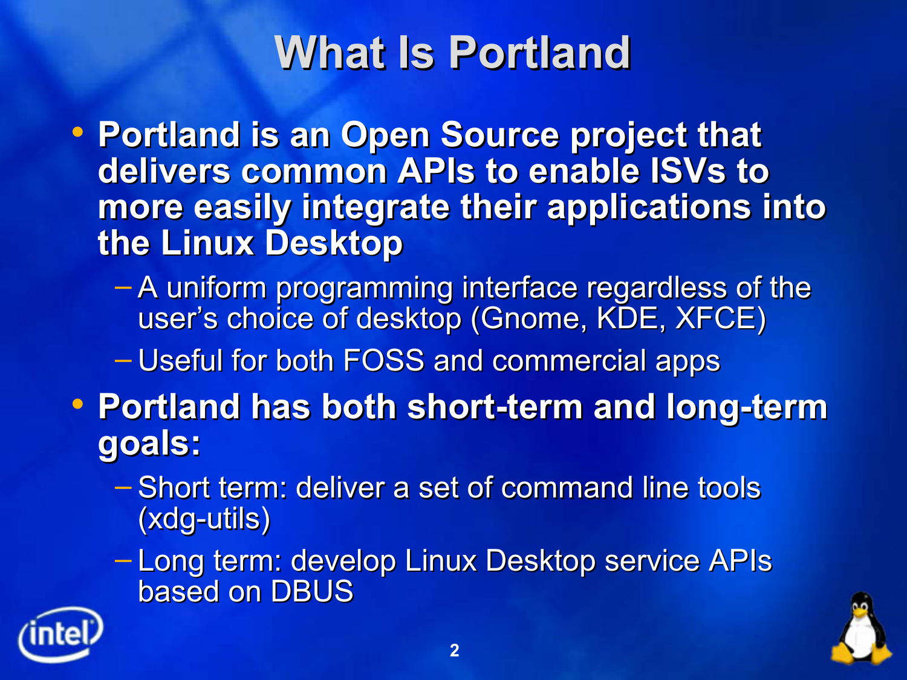# What Is Portland

- **Portland is an Open Source project that delivers common APIs to enable ISVs to more easily integrate their applications into the Linux Desktop**
  - A uniform programming interface regardless of the user's choice of desktop (Gnome, KDE, XFCE)
  - Useful for both FOSS and commercial apps
- **Portland has both short-term and long-term goals:**
  - Short term: deliver a set of command line tools (xdg-utils)
  - Long term: develop Linux Desktop service APIs based on DBUS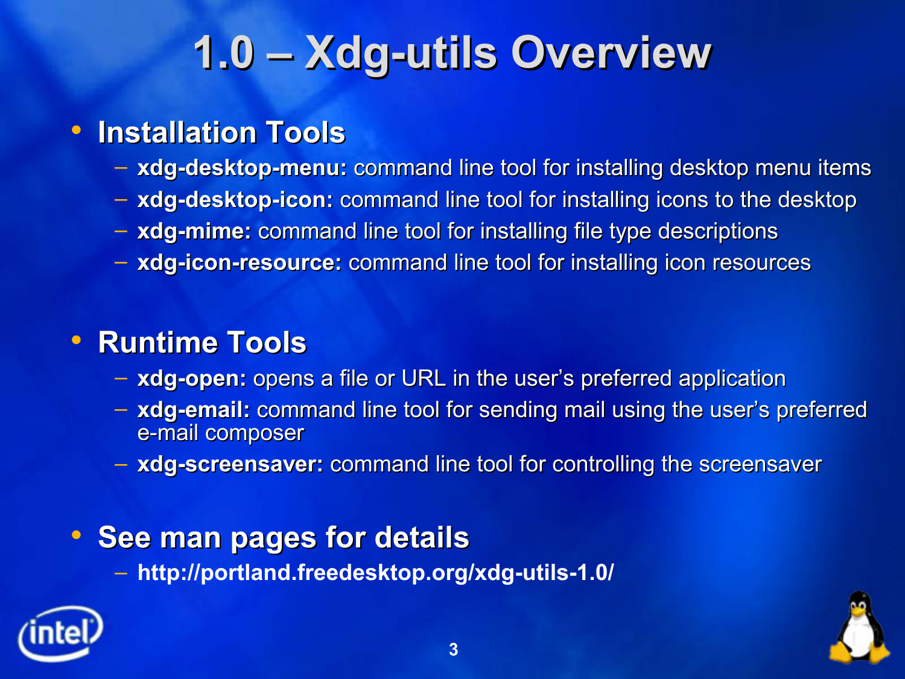# 1.0 – Xdg-utils Overview

- **Installation Tools**
  - **xdg-desktop-menu:** command line tool for installing desktop menu items
  - **xdg-desktop-icon:** command line tool for installing icons to the desktop
  - **xdg-mime:** command line tool for installing file type descriptions
  - **xdg-icon-resource:** command line tool for installing icon resources

- **Runtime Tools**
  - **xdg-open:** opens a file or URL in the user's preferred application
  - **xdg-email:** command line tool for sending mail using the user's preferred e-mail composer
  - **xdg-screensaver:** command line tool for controlling the screensaver

- **See man pages for details**
  - **http://portland.freedesktop.org/xdg-utils-1.0/**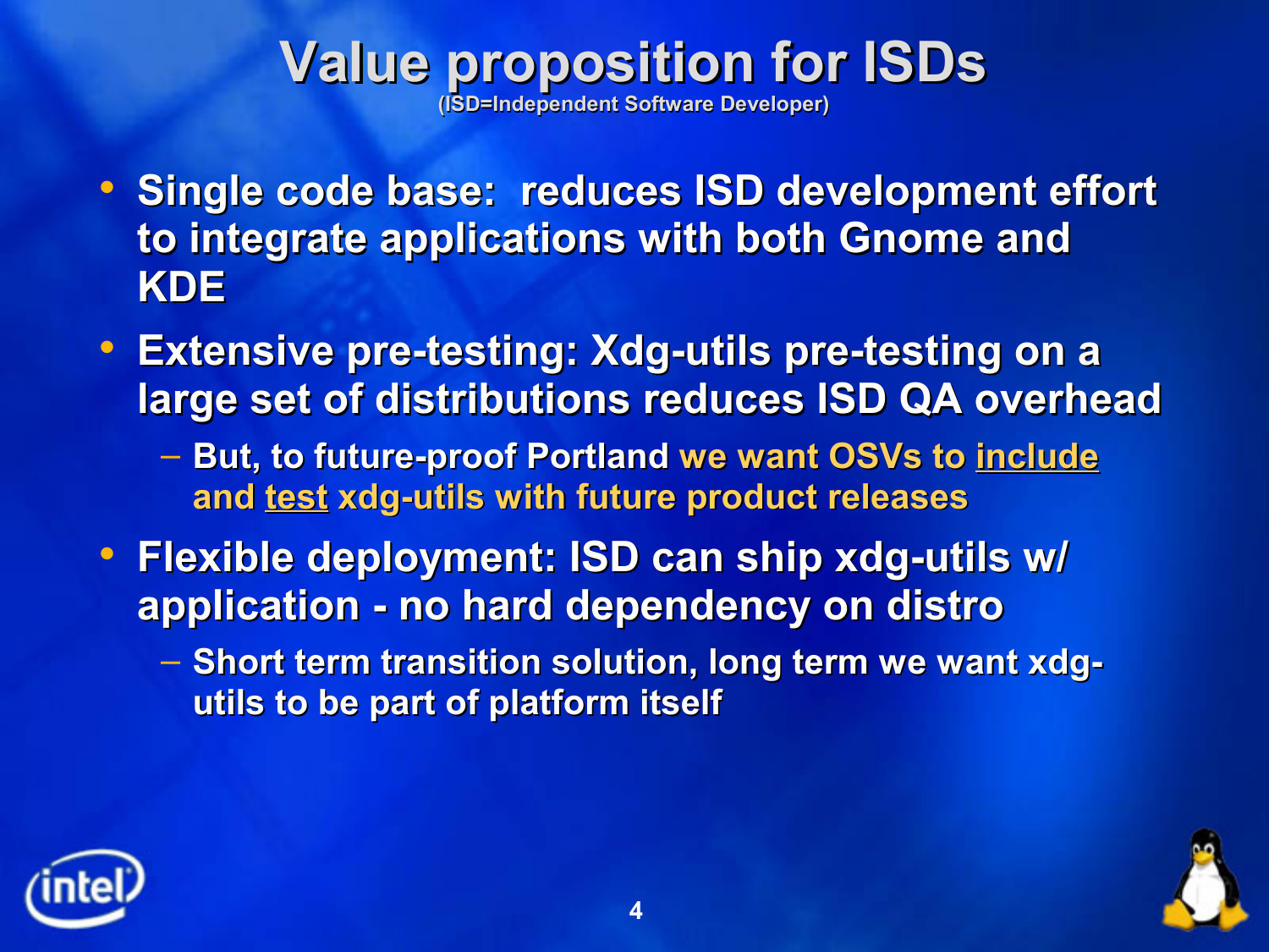# Value proposition for ISDs

(ISD=Independent Software Developer)

- **Single code base: reduces ISD development effort to integrate applications with both Gnome and KDE**
- **Extensive pre-testing: Xdg-utils pre-testing on a large set of distributions reduces ISD QA overhead**
  - **But, to future-proof Portland we want OSVs to include and test xdg-utils with future product releases**
- **Flexible deployment: ISD can ship xdg-utils w/ application - no hard dependency on distro**
  - **Short term transition solution, long term we want xdg-utils to be part of platform itself**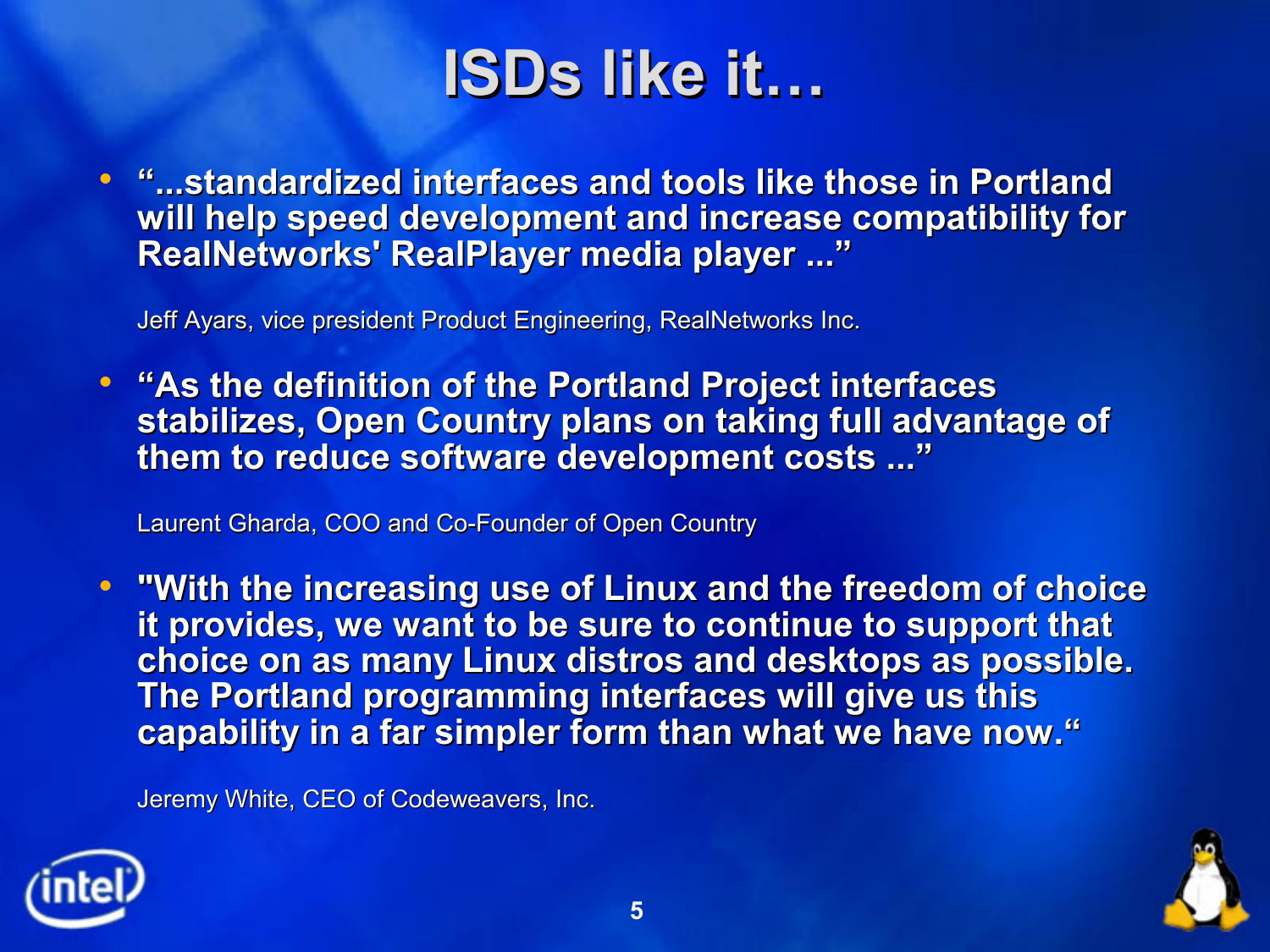# ISDs like it…

- **“...standardized interfaces and tools like those in Portland will help speed development and increase compatibility for RealNetworks' RealPlayer media player ...”**

  Jeff Ayars, vice president Product Engineering, RealNetworks Inc.

- **“As the definition of the Portland Project interfaces stabilizes, Open Country plans on taking full advantage of them to reduce software development costs ...”**

  Laurent Gharda, COO and Co-Founder of Open Country

- **"With the increasing use of Linux and the freedom of choice it provides, we want to be sure to continue to support that choice on as many Linux distros and desktops as possible. The Portland programming interfaces will give us this capability in a far simpler form than what we have now.“**

  Jeremy White, CEO of Codeweavers, Inc.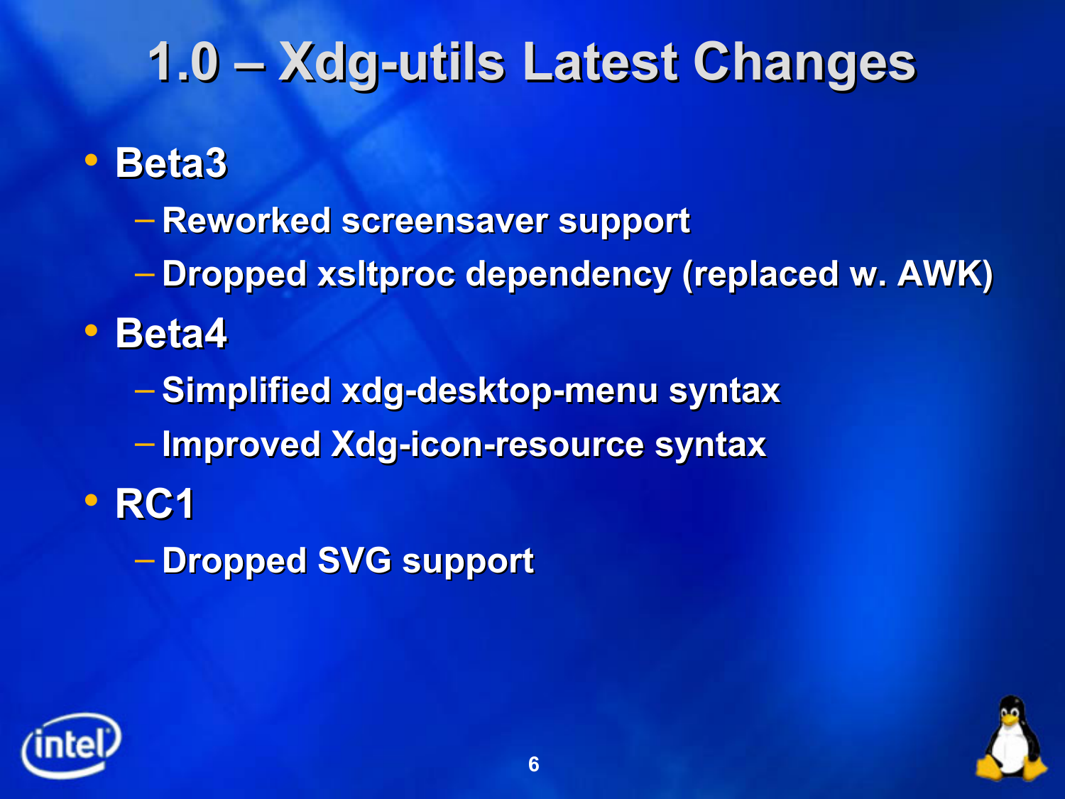# 1.0 – Xdg-utils Latest Changes

- Beta3
  - Reworked screensaver support
  - Dropped xsltproc dependency (replaced w. AWK)
- Beta4
  - Simplified xdg-desktop-menu syntax
  - Improved Xdg-icon-resource syntax
- RC1
  - Dropped SVG support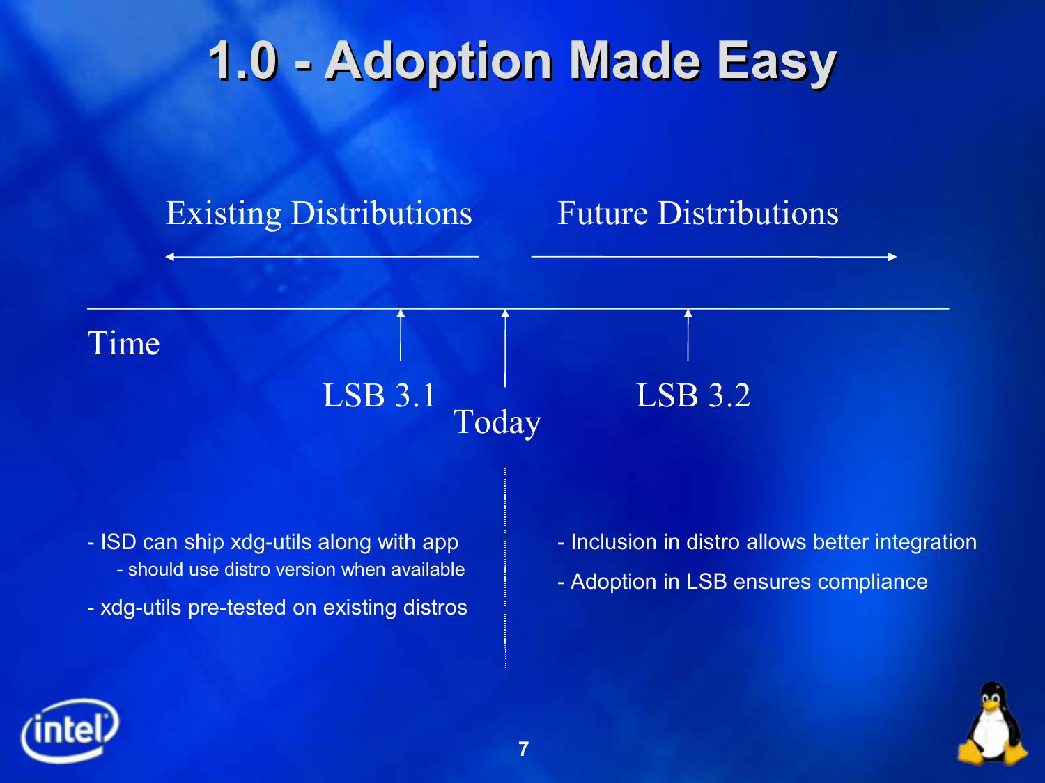# 1.0 - Adoption Made Easy

Existing Distributions ← | → Future Distributions

Time: LSB 3.1 — Today — LSB 3.2

- ISD can ship xdg-utils along with app
  - should use distro version when available
- xdg-utils pre-tested on existing distros

- Inclusion in distro allows better integration
- Adoption in LSB ensures compliance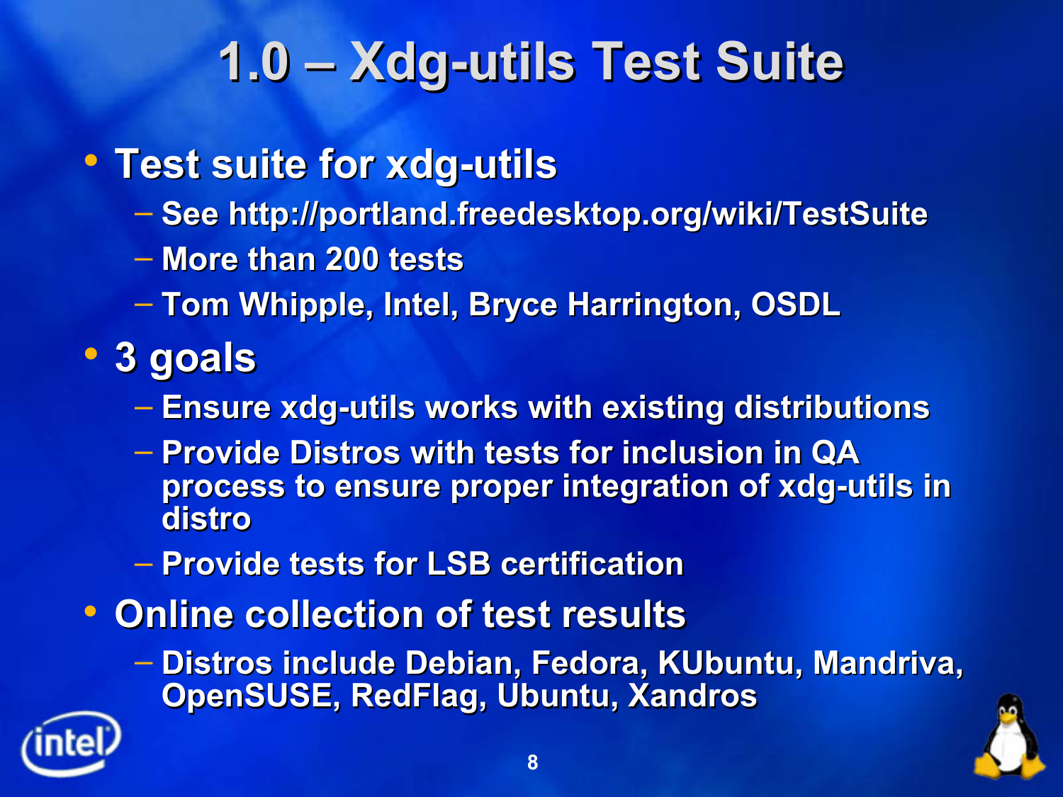# 1.0 – Xdg-utils Test Suite

- Test suite for xdg-utils
  - See http://portland.freedesktop.org/wiki/TestSuite
  - More than 200 tests
  - Tom Whipple, Intel, Bryce Harrington, OSDL
- 3 goals
  - Ensure xdg-utils works with existing distributions
  - Provide Distros with tests for inclusion in QA process to ensure proper integration of xdg-utils in distro
  - Provide tests for LSB certification
- Online collection of test results
  - Distros include Debian, Fedora, KUbuntu, Mandriva, OpenSUSE, RedFlag, Ubuntu, Xandros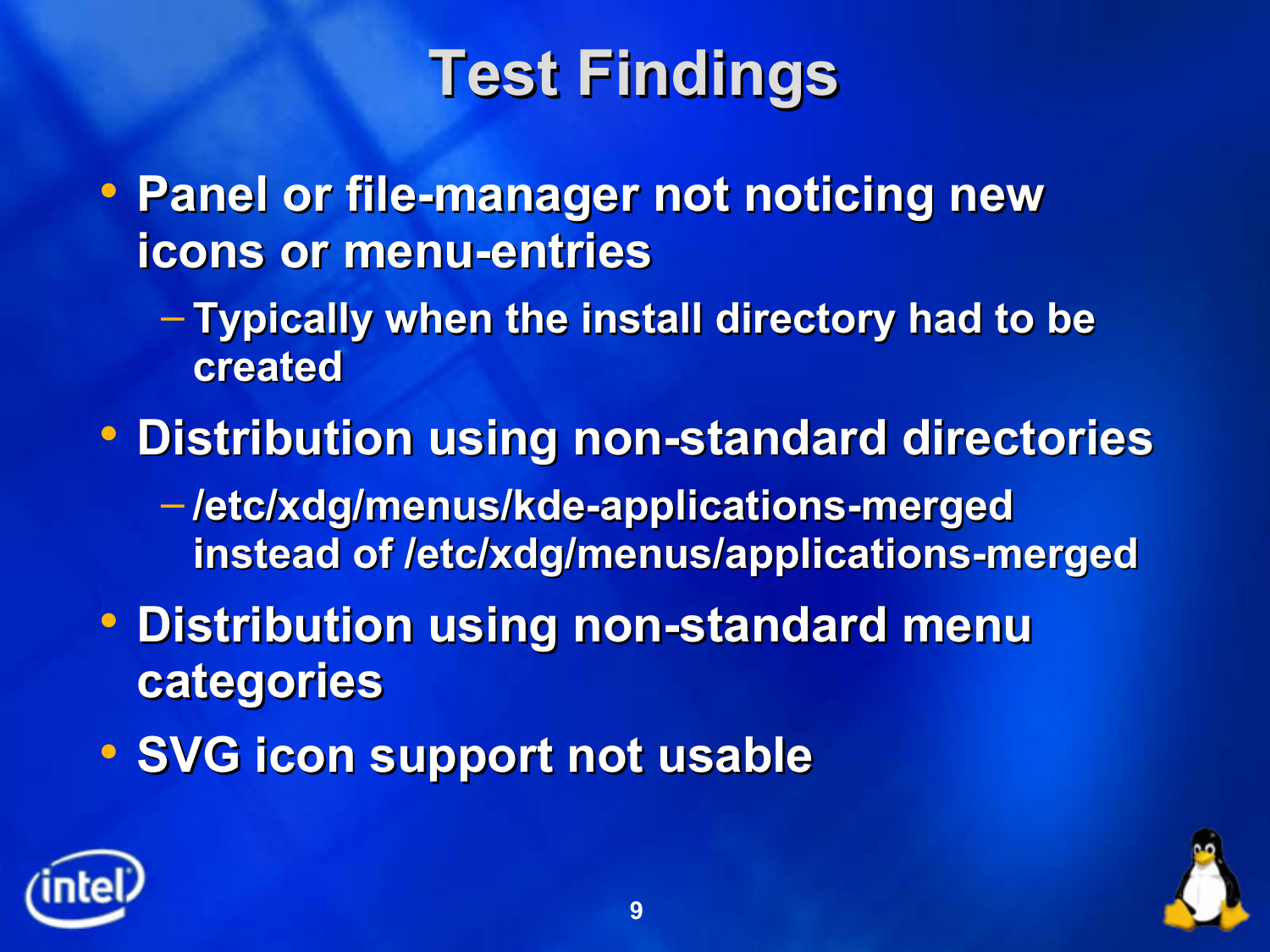# Test Findings

- Panel or file-manager not noticing new icons or menu-entries
  - Typically when the install directory had to be created
- Distribution using non-standard directories
  - /etc/xdg/menus/kde-applications-merged instead of /etc/xdg/menus/applications-merged
- Distribution using non-standard menu categories
- SVG icon support not usable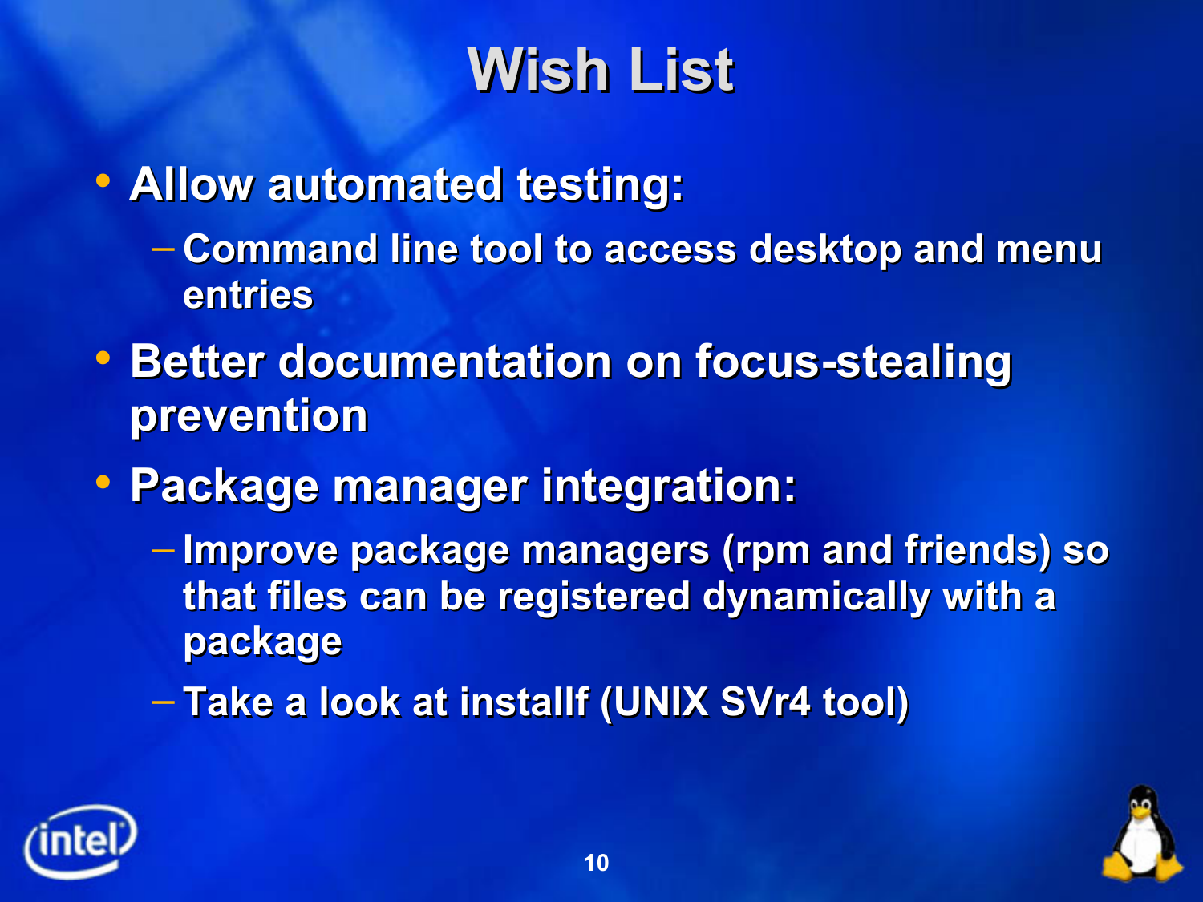# Wish List

- Allow automated testing:
  - Command line tool to access desktop and menu entries
- Better documentation on focus-stealing prevention
- Package manager integration:
  - Improve package managers (rpm and friends) so that files can be registered dynamically with a package
  - Take a look at installf (UNIX SVr4 tool)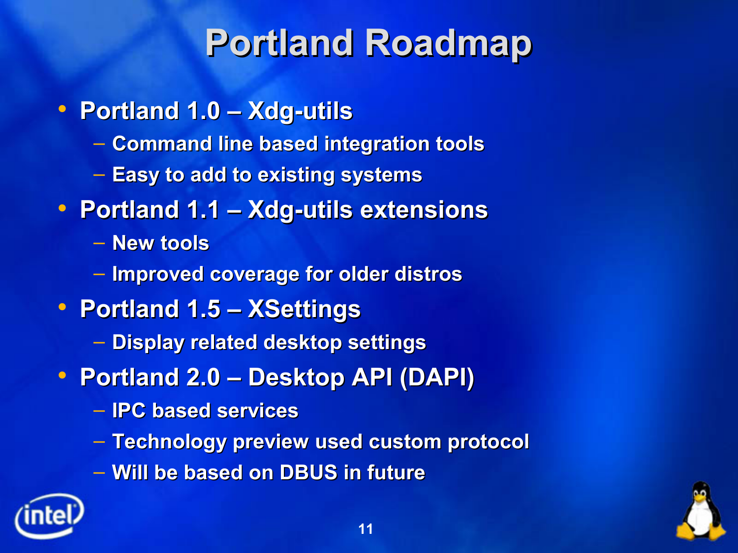# Portland Roadmap

- Portland 1.0 – Xdg-utils
  - Command line based integration tools
  - Easy to add to existing systems
- Portland 1.1 – Xdg-utils extensions
  - New tools
  - Improved coverage for older distros
- Portland 1.5 – XSettings
  - Display related desktop settings
- Portland 2.0 – Desktop API (DAPI)
  - IPC based services
  - Technology preview used custom protocol
  - Will be based on DBUS in future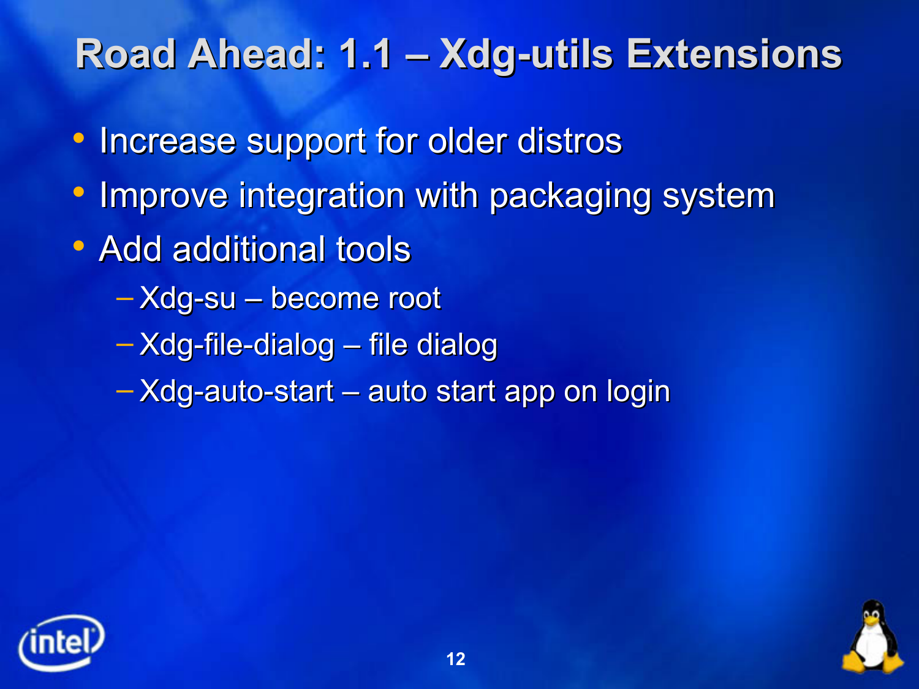# Road Ahead: 1.1 – Xdg-utils Extensions

- Increase support for older distros
- Improve integration with packaging system
- Add additional tools
  - Xdg-su – become root
  - Xdg-file-dialog – file dialog
  - Xdg-auto-start – auto start app on login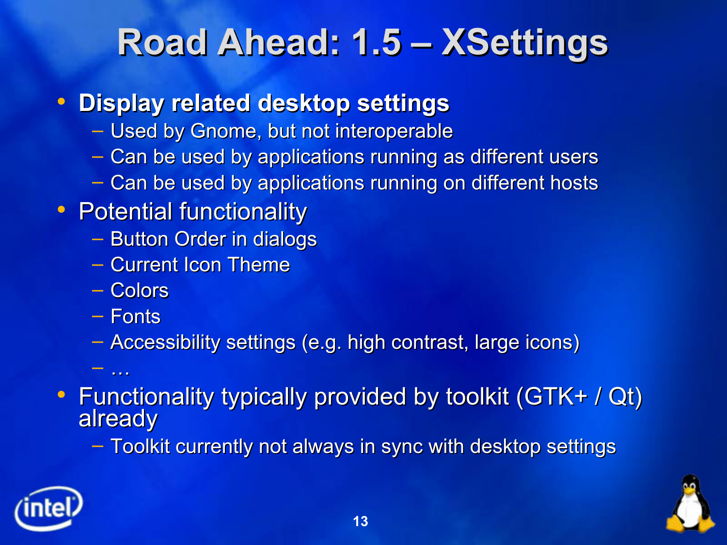# Road Ahead: 1.5 – XSettings

- **Display related desktop settings**
  - Used by Gnome, but not interoperable
  - Can be used by applications running as different users
  - Can be used by applications running on different hosts
- Potential functionality
  - Button Order in dialogs
  - Current Icon Theme
  - Colors
  - Fonts
  - Accessibility settings (e.g. high contrast, large icons)
  - …
- Functionality typically provided by toolkit (GTK+ / Qt) already
  - Toolkit currently not always in sync with desktop settings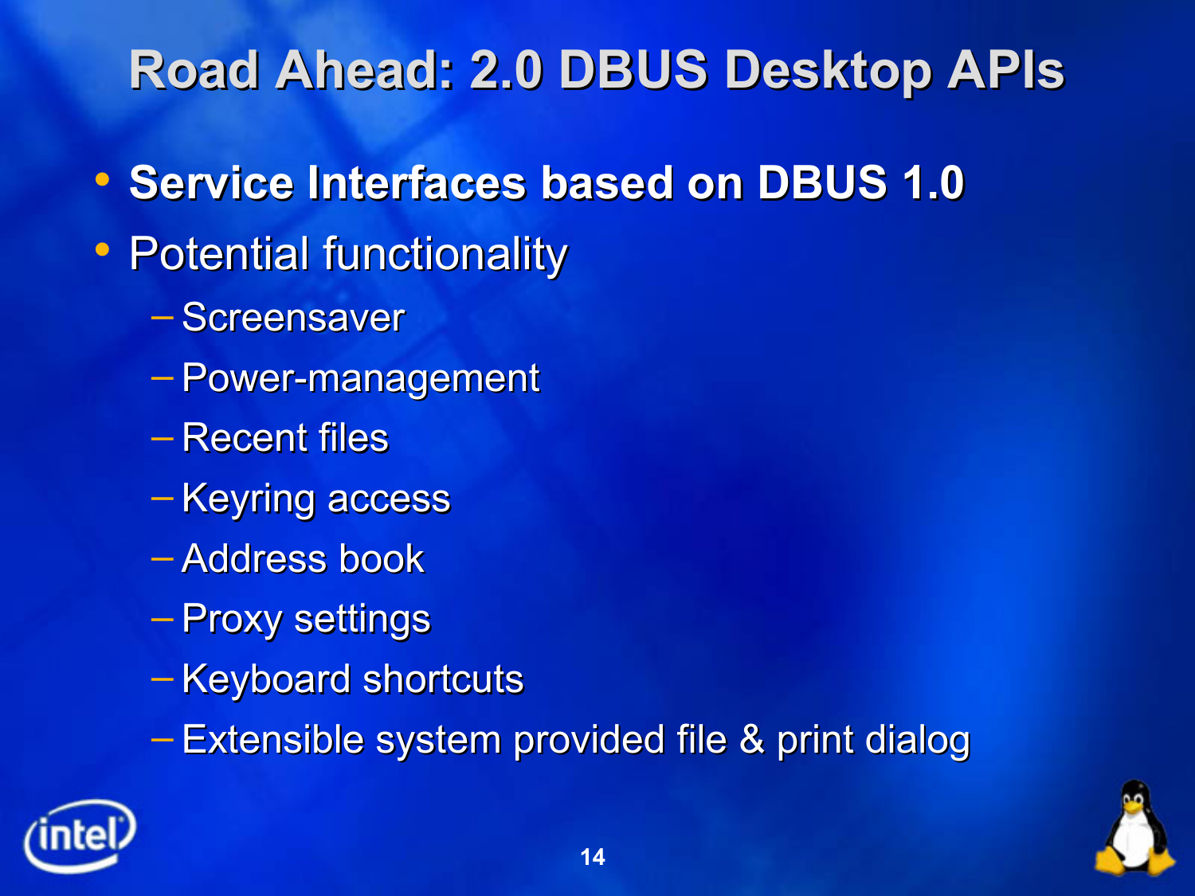# Road Ahead: 2.0 DBUS Desktop APIs

- **Service Interfaces based on DBUS 1.0**
- Potential functionality
  - Screensaver
  - Power-management
  - Recent files
  - Keyring access
  - Address book
  - Proxy settings
  - Keyboard shortcuts
  - Extensible system provided file & print dialog